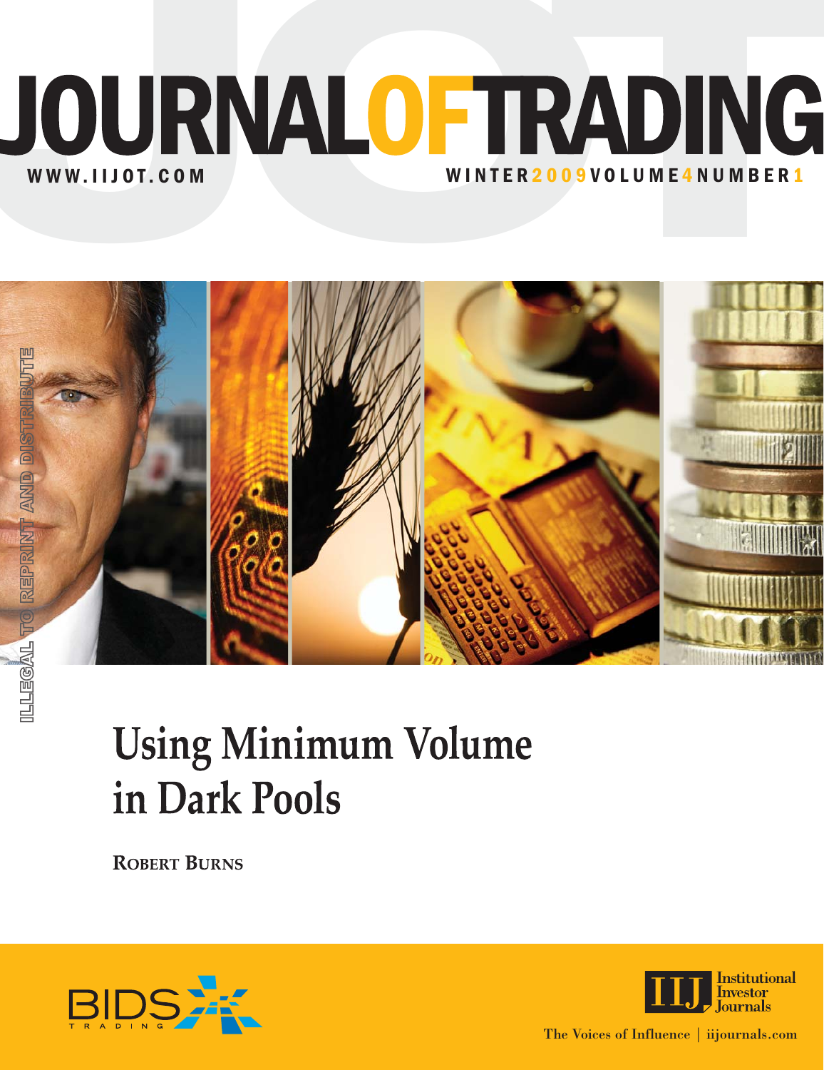# JOURNAL OF TRADING

WWW.IIJOT.COM

WINTER 2009 VOLUME 4 NUMBER 1

ILLEGAL TO REPRINT AND DISTRIBUTE

# Using Minimum Volume in Dark Pools

**ROBERT BURNS**

BIDS TRADING

Institutional Investor Journals

The Voices of Influence | iijournals.com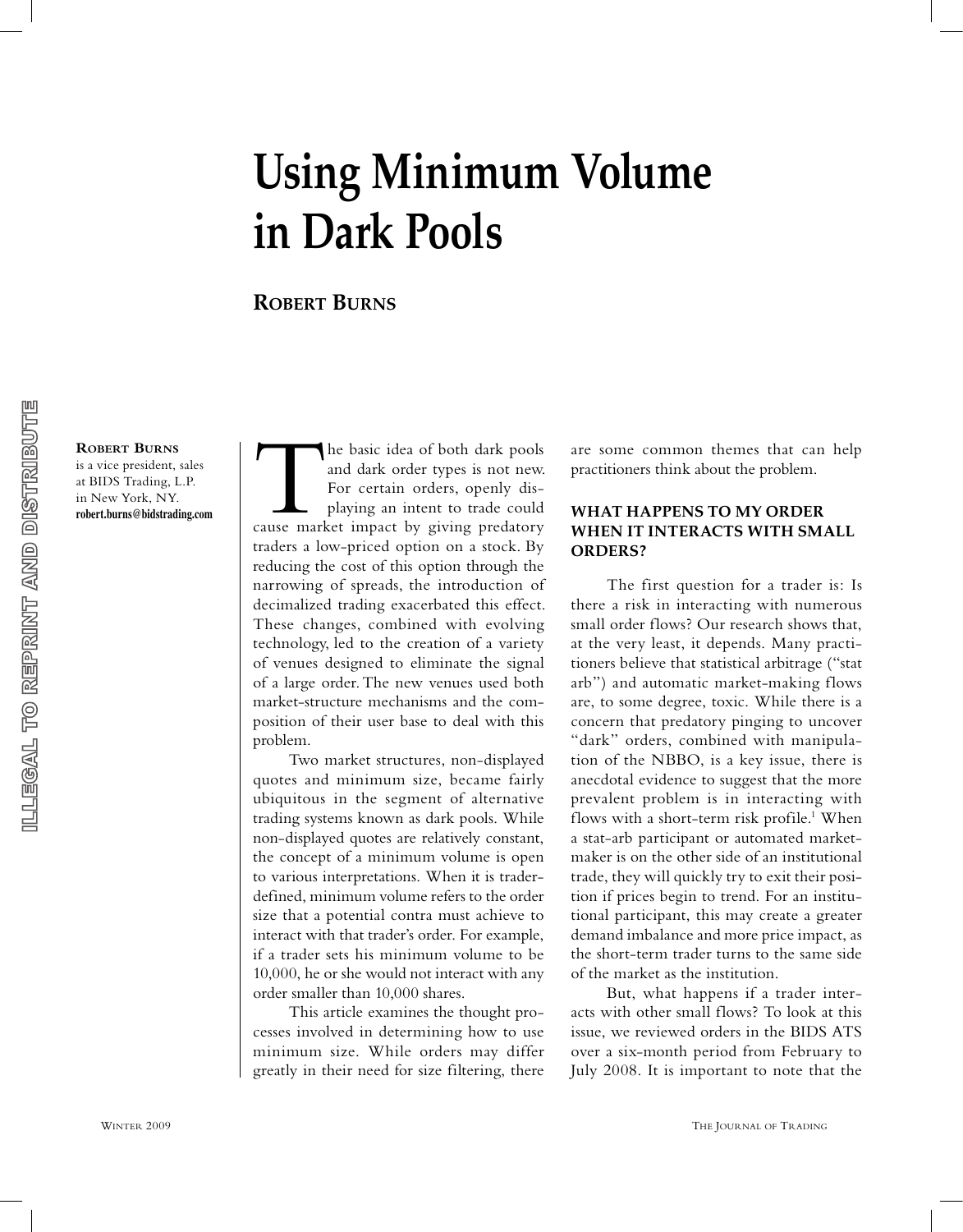# Using Minimum Volume in Dark Pools

**Robert Burns**

**Robert Burns** is a vice president, sales at BIDS Trading, L.P. in New York, NY.
**robert.burns@bidstrading.com**

The basic idea of both dark pools and dark order types is not new. For certain orders, openly displaying an intent to trade could cause market impact by giving predatory traders a low-priced option on a stock. By reducing the cost of this option through the narrowing of spreads, the introduction of decimalized trading exacerbated this effect. These changes, combined with evolving technology, led to the creation of a variety of venues designed to eliminate the signal of a large order. The new venues used both market-structure mechanisms and the composition of their user base to deal with this problem.

Two market structures, non-displayed quotes and minimum size, became fairly ubiquitous in the segment of alternative trading systems known as dark pools. While non-displayed quotes are relatively constant, the concept of a minimum volume is open to various interpretations. When it is trader-defined, minimum volume refers to the order size that a potential contra must achieve to interact with that trader's order. For example, if a trader sets his minimum volume to be 10,000, he or she would not interact with any order smaller than 10,000 shares.

This article examines the thought processes involved in determining how to use minimum size. While orders may differ greatly in their need for size filtering, there are some common themes that can help practitioners think about the problem.

## WHAT HAPPENS TO MY ORDER WHEN IT INTERACTS WITH SMALL ORDERS?

The first question for a trader is: Is there a risk in interacting with numerous small order flows? Our research shows that, at the very least, it depends. Many practitioners believe that statistical arbitrage ("stat arb") and automatic market-making flows are, to some degree, toxic. While there is a concern that predatory pinging to uncover "dark" orders, combined with manipulation of the NBBO, is a key issue, there is anecdotal evidence to suggest that the more prevalent problem is in interacting with flows with a short-term risk profile.[1] When a stat-arb participant or automated market-maker is on the other side of an institutional trade, they will quickly try to exit their position if prices begin to trend. For an institutional participant, this may create a greater demand imbalance and more price impact, as the short-term trader turns to the same side of the market as the institution.

But, what happens if a trader interacts with other small flows? To look at this issue, we reviewed orders in the BIDS ATS over a six-month period from February to July 2008. It is important to note that the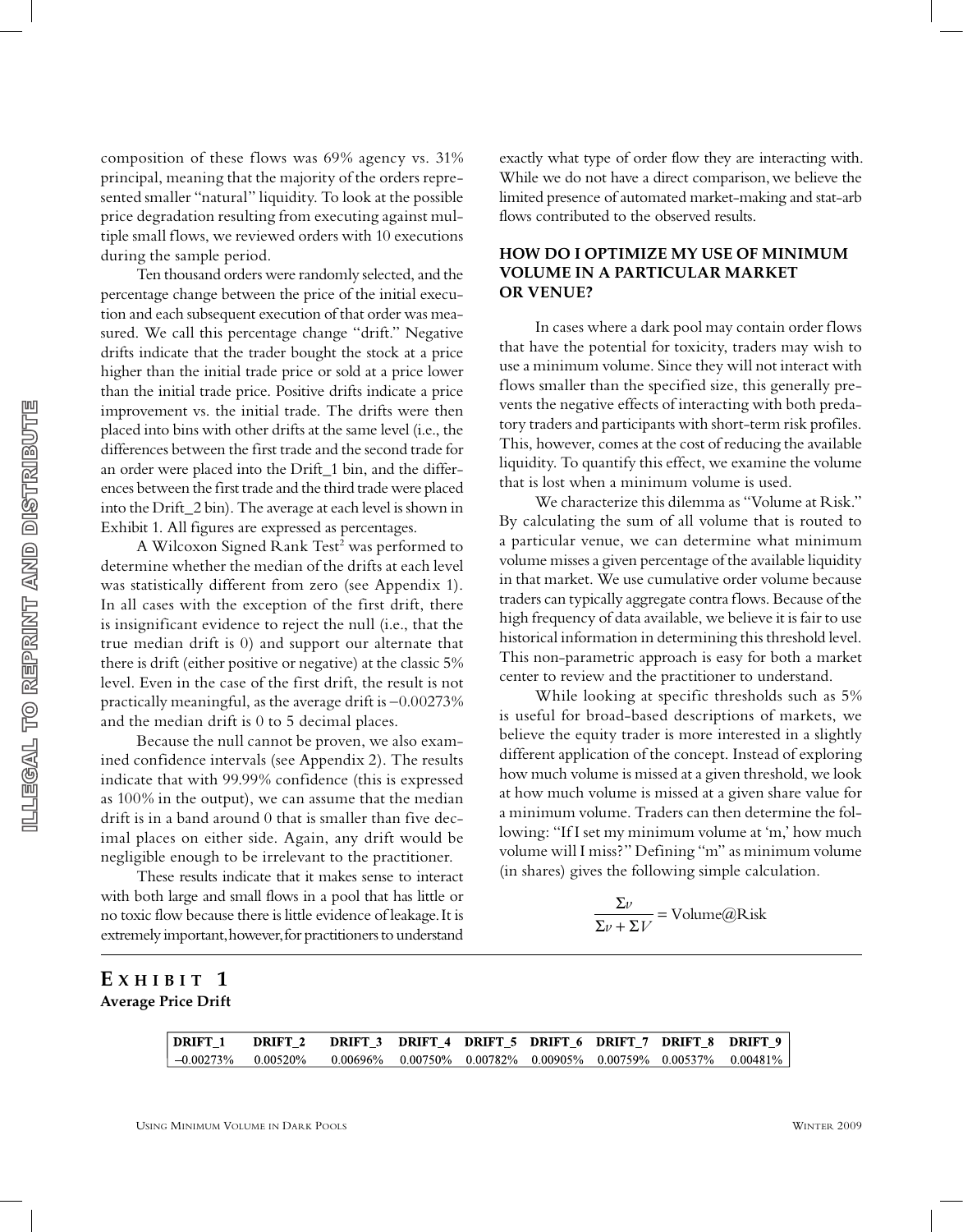composition of these flows was 69% agency vs. 31% principal, meaning that the majority of the orders represented smaller "natural" liquidity. To look at the possible price degradation resulting from executing against multiple small flows, we reviewed orders with 10 executions during the sample period.

Ten thousand orders were randomly selected, and the percentage change between the price of the initial execution and each subsequent execution of that order was measured. We call this percentage change "drift." Negative drifts indicate that the trader bought the stock at a price higher than the initial trade price or sold at a price lower than the initial trade price. Positive drifts indicate a price improvement vs. the initial trade. The drifts were then placed into bins with other drifts at the same level (i.e., the differences between the first trade and the second trade for an order were placed into the Drift_1 bin, and the differences between the first trade and the third trade were placed into the Drift_2 bin). The average at each level is shown in Exhibit 1. All figures are expressed as percentages.

A Wilcoxon Signed Rank Test[2] was performed to determine whether the median of the drifts at each level was statistically different from zero (see Appendix 1). In all cases with the exception of the first drift, there is insignificant evidence to reject the null (i.e., that the true median drift is 0) and support our alternate that there is drift (either positive or negative) at the classic 5% level. Even in the case of the first drift, the result is not practically meaningful, as the average drift is −0.00273% and the median drift is 0 to 5 decimal places.

Because the null cannot be proven, we also examined confidence intervals (see Appendix 2). The results indicate that with 99.99% confidence (this is expressed as 100% in the output), we can assume that the median drift is in a band around 0 that is smaller than five decimal places on either side. Again, any drift would be negligible enough to be irrelevant to the practitioner.

These results indicate that it makes sense to interact with both large and small flows in a pool that has little or no toxic flow because there is little evidence of leakage. It is extremely important, however, for practitioners to understand exactly what type of order flow they are interacting with. While we do not have a direct comparison, we believe the limited presence of automated market-making and stat-arb flows contributed to the observed results.

## HOW DO I OPTIMIZE MY USE OF MINIMUM VOLUME IN A PARTICULAR MARKET OR VENUE?

In cases where a dark pool may contain order flows that have the potential for toxicity, traders may wish to use a minimum volume. Since they will not interact with flows smaller than the specified size, this generally prevents the negative effects of interacting with both predatory traders and participants with short-term risk profiles. This, however, comes at the cost of reducing the available liquidity. To quantify this effect, we examine the volume that is lost when a minimum volume is used.

We characterize this dilemma as "Volume at Risk." By calculating the sum of all volume that is routed to a particular venue, we can determine what minimum volume misses a given percentage of the available liquidity in that market. We use cumulative order volume because traders can typically aggregate contra flows. Because of the high frequency of data available, we believe it is fair to use historical information in determining this threshold level. This non-parametric approach is easy for both a market center to review and the practitioner to understand.

While looking at specific thresholds such as 5% is useful for broad-based descriptions of markets, we believe the equity trader is more interested in a slightly different application of the concept. Instead of exploring how much volume is missed at a given threshold, we look at how much volume is missed at a given share value for a minimum volume. Traders can then determine the following: "If I set my minimum volume at 'm,' how much volume will I miss?" Defining "m" as minimum volume (in shares) gives the following simple calculation.

$$\frac{\Sigma v}{\Sigma v + \Sigma V} = \text{Volume@Risk}$$

**EXHIBIT 1**
**Average Price Drift**

| DRIFT_1 | DRIFT_2 | DRIFT_3 | DRIFT_4 | DRIFT_5 | DRIFT_6 | DRIFT_7 | DRIFT_8 | DRIFT_9 |
|---|---|---|---|---|---|---|---|---|
| −0.00273% | 0.00520% | 0.00696% | 0.00750% | 0.00782% | 0.00905% | 0.00759% | 0.00537% | 0.00481% |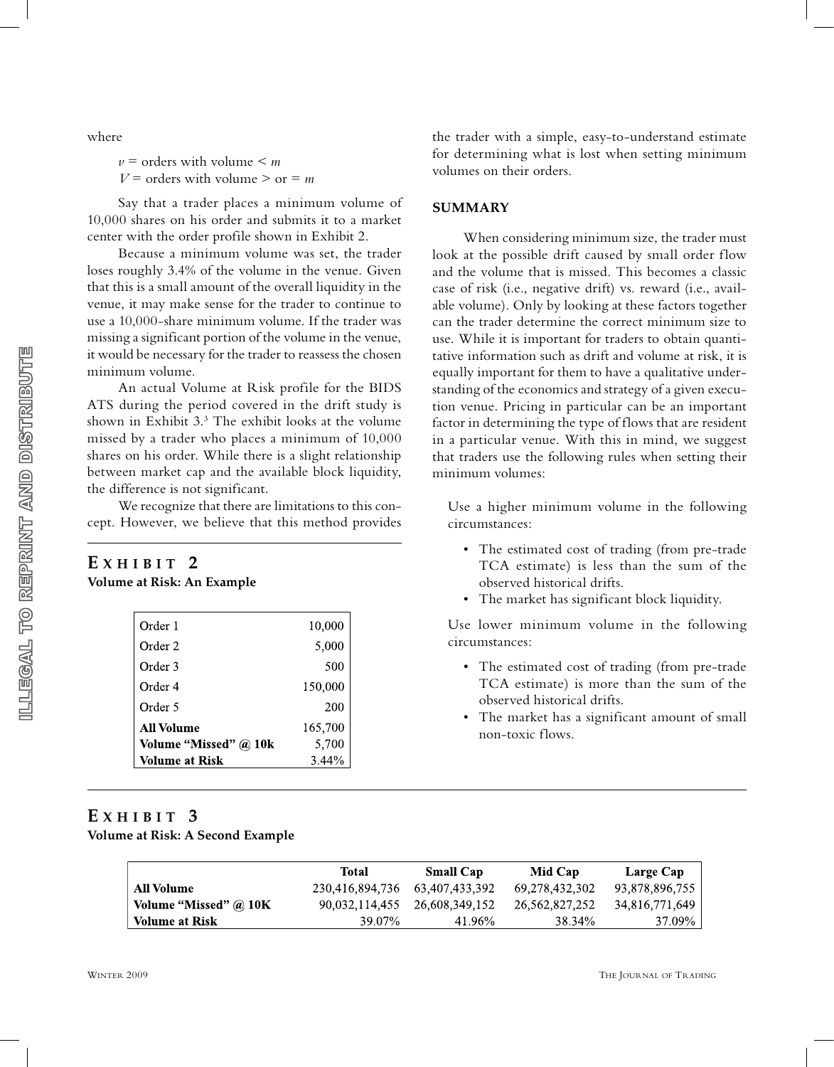where

$v$ = orders with volume < $m$
$V$ = orders with volume > or = $m$

Say that a trader places a minimum volume of 10,000 shares on his order and submits it to a market center with the order profile shown in Exhibit 2.

Because a minimum volume was set, the trader loses roughly 3.4% of the volume in the venue. Given that this is a small amount of the overall liquidity in the venue, it may make sense for the trader to continue to use a 10,000-share minimum volume. If the trader was missing a significant portion of the volume in the venue, it would be necessary for the trader to reassess the chosen minimum volume.

An actual Volume at Risk profile for the BIDS ATS during the period covered in the drift study is shown in Exhibit 3.[3] The exhibit looks at the volume missed by a trader who places a minimum of 10,000 shares on his order. While there is a slight relationship between market cap and the available block liquidity, the difference is not significant.

We recognize that there are limitations to this concept. However, we believe that this method provides the trader with a simple, easy-to-understand estimate for determining what is lost when setting minimum volumes on their orders.

## EXHIBIT 2
**Volume at Risk: An Example**

| | |
|---|---|
| Order 1 | 10,000 |
| Order 2 | 5,000 |
| Order 3 | 500 |
| Order 4 | 150,000 |
| Order 5 | 200 |
| **All Volume** | 165,700 |
| **Volume "Missed" @ 10k** | 5,700 |
| **Volume at Risk** | 3.44% |

## SUMMARY

When considering minimum size, the trader must look at the possible drift caused by small order flow and the volume that is missed. This becomes a classic case of risk (i.e., negative drift) vs. reward (i.e., available volume). Only by looking at these factors together can the trader determine the correct minimum size to use. While it is important for traders to obtain quantitative information such as drift and volume at risk, it is equally important for them to have a qualitative understanding of the economics and strategy of a given execution venue. Pricing in particular can be an important factor in determining the type of flows that are resident in a particular venue. With this in mind, we suggest that traders use the following rules when setting their minimum volumes:

Use a higher minimum volume in the following circumstances:

- The estimated cost of trading (from pre-trade TCA estimate) is less than the sum of the observed historical drifts.
- The market has significant block liquidity.

Use lower minimum volume in the following circumstances:

- The estimated cost of trading (from pre-trade TCA estimate) is more than the sum of the observed historical drifts.
- The market has a significant amount of small non-toxic flows.

## EXHIBIT 3
**Volume at Risk: A Second Example**

| | Total | Small Cap | Mid Cap | Large Cap |
|---|---|---|---|---|
| **All Volume** | 230,416,894,736 | 63,407,433,392 | 69,278,432,302 | 93,878,896,755 |
| **Volume "Missed" @ 10K** | 90,032,114,455 | 26,608,349,152 | 26,562,827,252 | 34,816,771,649 |
| **Volume at Risk** | 39.07% | 41.96% | 38.34% | 37.09% |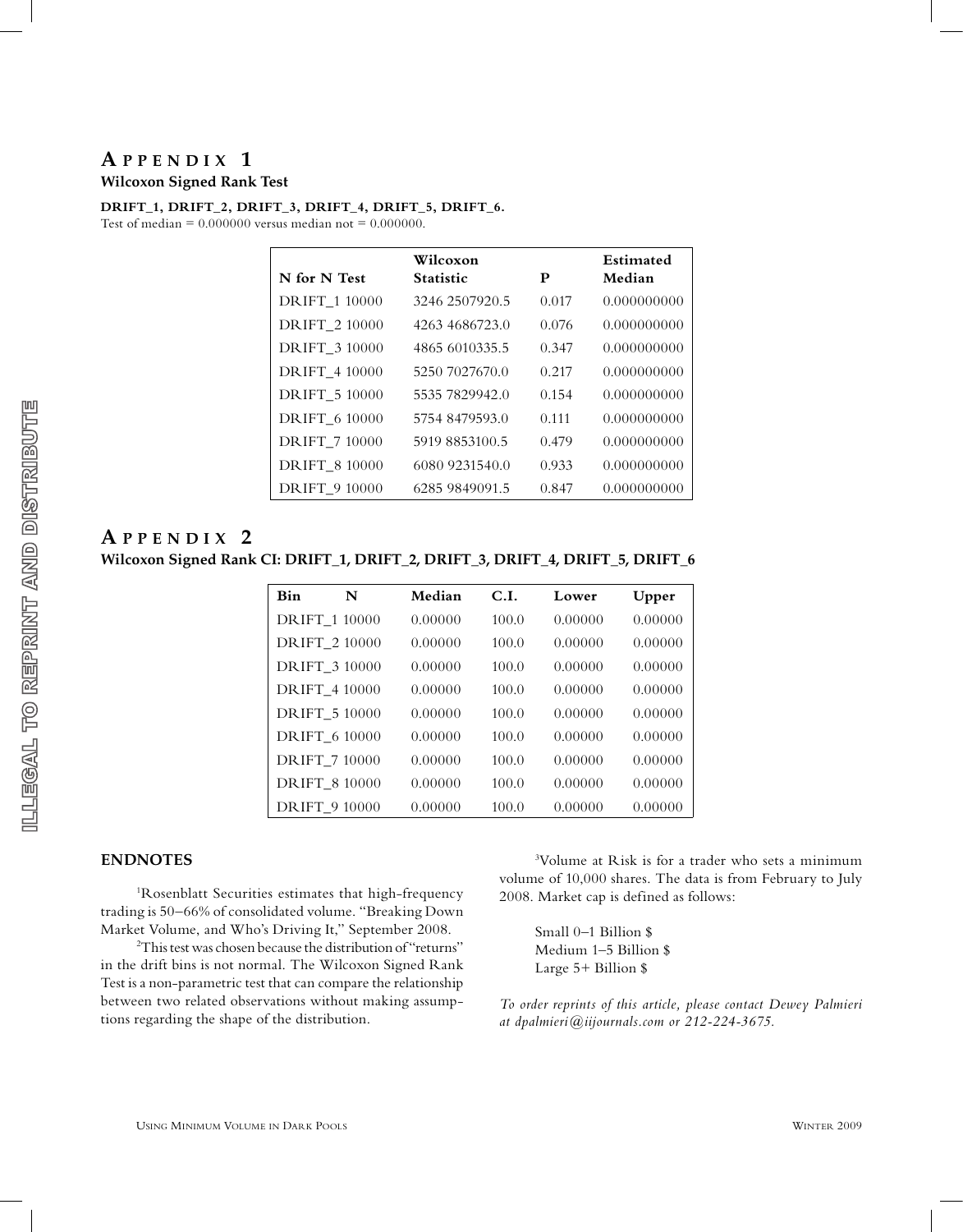# Appendix 1

**Wilcoxon Signed Rank Test**

**DRIFT_1, DRIFT_2, DRIFT_3, DRIFT_4, DRIFT_5, DRIFT_6.**

Test of median = 0.000000 versus median not = 0.000000.

| N for N Test | Wilcoxon Statistic | P | Estimated Median |
|---|---|---|---|
| DRIFT_1 10000 | 3246 2507920.5 | 0.017 | 0.000000000 |
| DRIFT_2 10000 | 4263 4686723.0 | 0.076 | 0.000000000 |
| DRIFT_3 10000 | 4865 6010335.5 | 0.347 | 0.000000000 |
| DRIFT_4 10000 | 5250 7027670.0 | 0.217 | 0.000000000 |
| DRIFT_5 10000 | 5535 7829942.0 | 0.154 | 0.000000000 |
| DRIFT_6 10000 | 5754 8479593.0 | 0.111 | 0.000000000 |
| DRIFT_7 10000 | 5919 8853100.5 | 0.479 | 0.000000000 |
| DRIFT_8 10000 | 6080 9231540.0 | 0.933 | 0.000000000 |
| DRIFT_9 10000 | 6285 9849091.5 | 0.847 | 0.000000000 |

# Appendix 2

**Wilcoxon Signed Rank CI: DRIFT_1, DRIFT_2, DRIFT_3, DRIFT_4, DRIFT_5, DRIFT_6**

| Bin N | Median | C.I. | Lower | Upper |
|---|---|---|---|---|
| DRIFT_1 10000 | 0.00000 | 100.0 | 0.00000 | 0.00000 |
| DRIFT_2 10000 | 0.00000 | 100.0 | 0.00000 | 0.00000 |
| DRIFT_3 10000 | 0.00000 | 100.0 | 0.00000 | 0.00000 |
| DRIFT_4 10000 | 0.00000 | 100.0 | 0.00000 | 0.00000 |
| DRIFT_5 10000 | 0.00000 | 100.0 | 0.00000 | 0.00000 |
| DRIFT_6 10000 | 0.00000 | 100.0 | 0.00000 | 0.00000 |
| DRIFT_7 10000 | 0.00000 | 100.0 | 0.00000 | 0.00000 |
| DRIFT_8 10000 | 0.00000 | 100.0 | 0.00000 | 0.00000 |
| DRIFT_9 10000 | 0.00000 | 100.0 | 0.00000 | 0.00000 |

## ENDNOTES

[1]Rosenblatt Securities estimates that high-frequency trading is 50–66% of consolidated volume. "Breaking Down Market Volume, and Who's Driving It," September 2008.

[2]This test was chosen because the distribution of "returns" in the drift bins is not normal. The Wilcoxon Signed Rank Test is a non-parametric test that can compare the relationship between two related observations without making assumptions regarding the shape of the distribution.

[3]Volume at Risk is for a trader who sets a minimum volume of 10,000 shares. The data is from February to July 2008. Market cap is defined as follows:

Small 0–1 Billion $
Medium 1–5 Billion $
Large 5+ Billion $

*To order reprints of this article, please contact Dewey Palmieri at dpalmieri@iijournals.com or 212-224-3675.*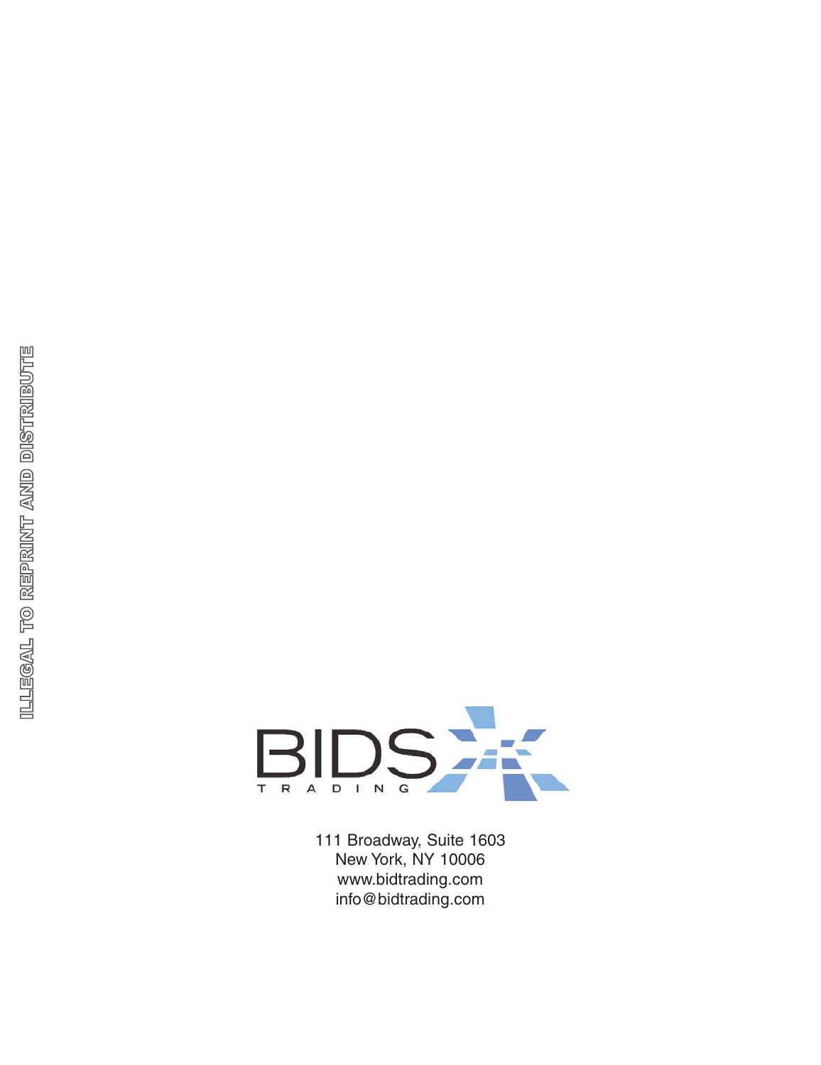ILLEGAL TO REPRINT AND DISTRIBUTE

BIDS TRADING

111 Broadway, Suite 1603
New York, NY 10006
www.bidtrading.com
info@bidtrading.com